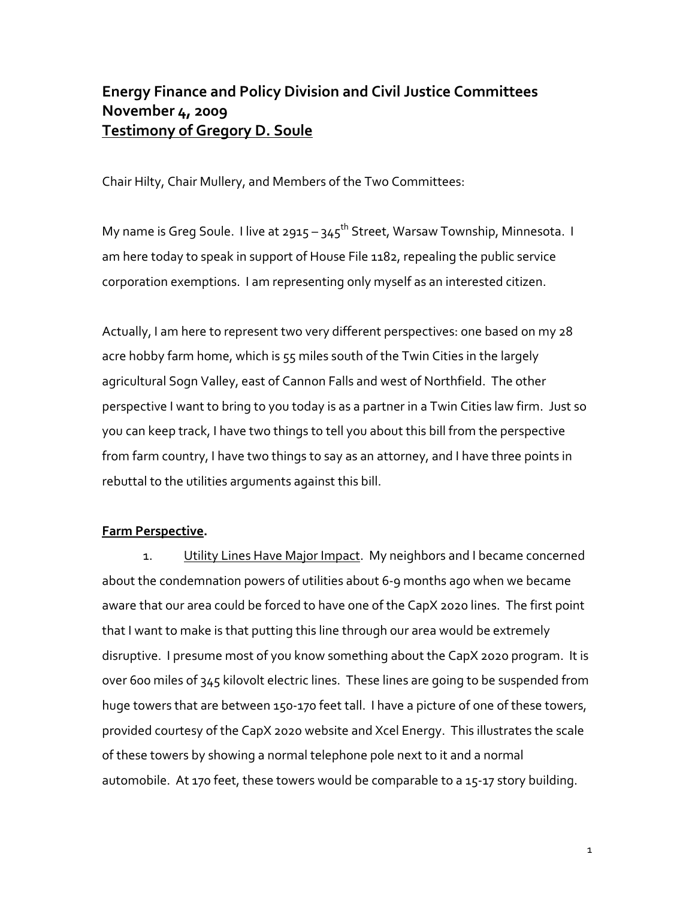# Energy Finance and Policy Division and Civil Justice Committees
# November 4, 2009
# Testimony of Gregory D. Soule

Chair Hilty, Chair Mullery, and Members of the Two Committees:

My name is Greg Soule. I live at 2915 – 345th Street, Warsaw Township, Minnesota. I am here today to speak in support of House File 1182, repealing the public service corporation exemptions. I am representing only myself as an interested citizen.

Actually, I am here to represent two very different perspectives: one based on my 28 acre hobby farm home, which is 55 miles south of the Twin Cities in the largely agricultural Sogn Valley, east of Cannon Falls and west of Northfield. The other perspective I want to bring to you today is as a partner in a Twin Cities law firm. Just so you can keep track, I have two things to tell you about this bill from the perspective from farm country, I have two things to say as an attorney, and I have three points in rebuttal to the utilities arguments against this bill.

## Farm Perspective.

1. Utility Lines Have Major Impact. My neighbors and I became concerned about the condemnation powers of utilities about 6-9 months ago when we became aware that our area could be forced to have one of the CapX 2020 lines. The first point that I want to make is that putting this line through our area would be extremely disruptive. I presume most of you know something about the CapX 2020 program. It is over 600 miles of 345 kilovolt electric lines. These lines are going to be suspended from huge towers that are between 150-170 feet tall. I have a picture of one of these towers, provided courtesy of the CapX 2020 website and Xcel Energy. This illustrates the scale of these towers by showing a normal telephone pole next to it and a normal automobile. At 170 feet, these towers would be comparable to a 15-17 story building.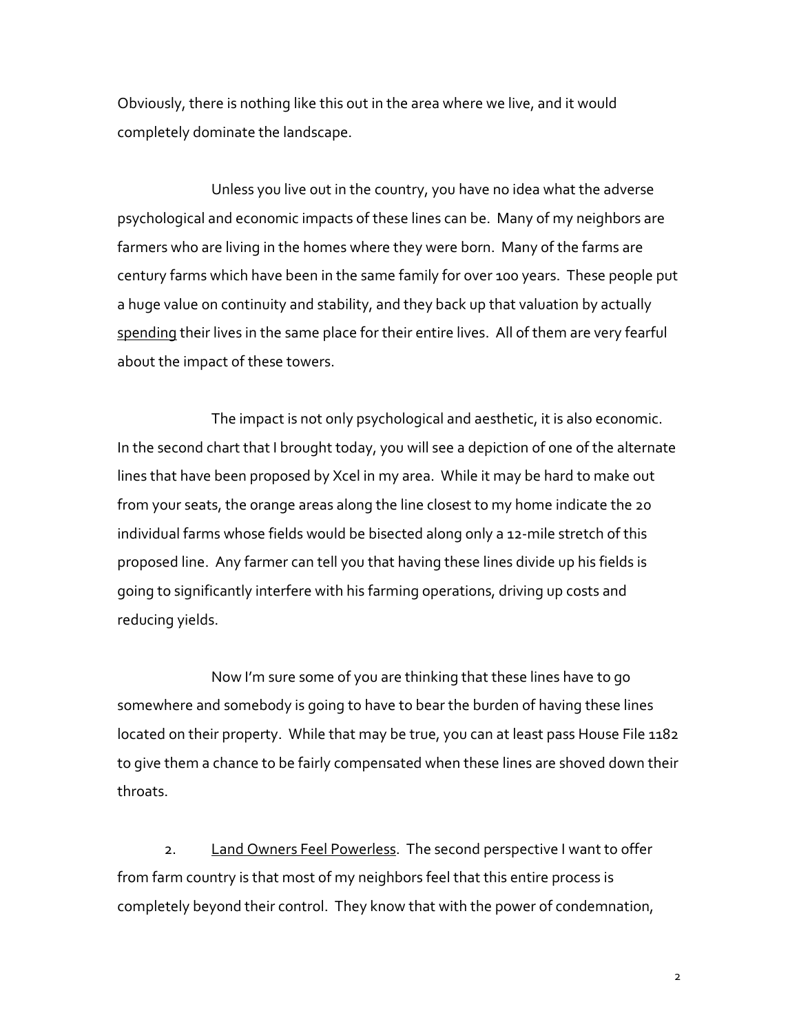Obviously, there is nothing like this out in the area where we live, and it would completely dominate the landscape.

Unless you live out in the country, you have no idea what the adverse psychological and economic impacts of these lines can be. Many of my neighbors are farmers who are living in the homes where they were born. Many of the farms are century farms which have been in the same family for over 100 years. These people put a huge value on continuity and stability, and they back up that valuation by actually <u>spending</u> their lives in the same place for their entire lives. All of them are very fearful about the impact of these towers.

The impact is not only psychological and aesthetic, it is also economic. In the second chart that I brought today, you will see a depiction of one of the alternate lines that have been proposed by Xcel in my area. While it may be hard to make out from your seats, the orange areas along the line closest to my home indicate the 20 individual farms whose fields would be bisected along only a 12-mile stretch of this proposed line. Any farmer can tell you that having these lines divide up his fields is going to significantly interfere with his farming operations, driving up costs and reducing yields.

Now I'm sure some of you are thinking that these lines have to go somewhere and somebody is going to have to bear the burden of having these lines located on their property. While that may be true, you can at least pass House File 1182 to give them a chance to be fairly compensated when these lines are shoved down their throats.

2. <u>Land Owners Feel Powerless</u>. The second perspective I want to offer from farm country is that most of my neighbors feel that this entire process is completely beyond their control. They know that with the power of condemnation,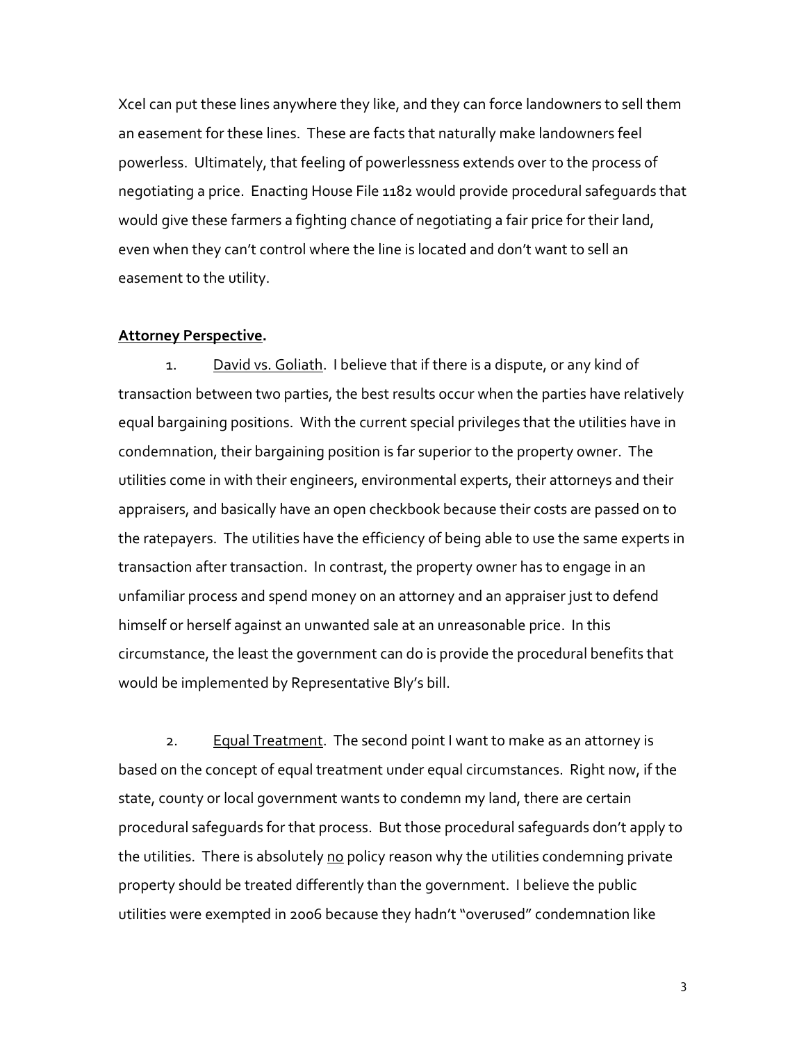Xcel can put these lines anywhere they like, and they can force landowners to sell them an easement for these lines. These are facts that naturally make landowners feel powerless. Ultimately, that feeling of powerlessness extends over to the process of negotiating a price. Enacting House File 1182 would provide procedural safeguards that would give these farmers a fighting chance of negotiating a fair price for their land, even when they can't control where the line is located and don't want to sell an easement to the utility.

**<u>Attorney Perspective</u>.**

1. <u>David vs. Goliath</u>. I believe that if there is a dispute, or any kind of transaction between two parties, the best results occur when the parties have relatively equal bargaining positions. With the current special privileges that the utilities have in condemnation, their bargaining position is far superior to the property owner. The utilities come in with their engineers, environmental experts, their attorneys and their appraisers, and basically have an open checkbook because their costs are passed on to the ratepayers. The utilities have the efficiency of being able to use the same experts in transaction after transaction. In contrast, the property owner has to engage in an unfamiliar process and spend money on an attorney and an appraiser just to defend himself or herself against an unwanted sale at an unreasonable price. In this circumstance, the least the government can do is provide the procedural benefits that would be implemented by Representative Bly's bill.

2. <u>Equal Treatment</u>. The second point I want to make as an attorney is based on the concept of equal treatment under equal circumstances. Right now, if the state, county or local government wants to condemn my land, there are certain procedural safeguards for that process. But those procedural safeguards don't apply to the utilities. There is absolutely <u>no</u> policy reason why the utilities condemning private property should be treated differently than the government. I believe the public utilities were exempted in 2006 because they hadn't "overused" condemnation like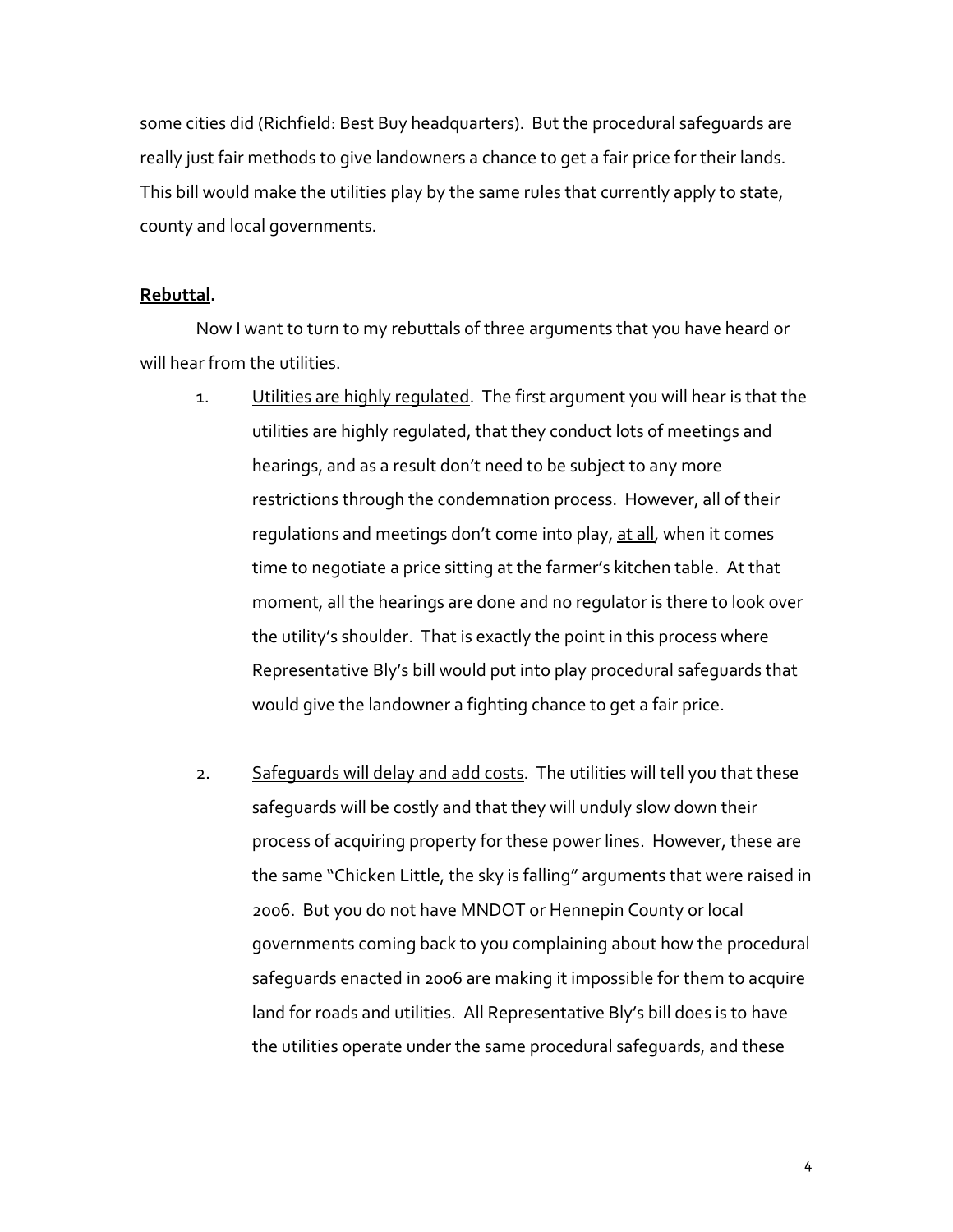some cities did (Richfield: Best Buy headquarters). But the procedural safeguards are really just fair methods to give landowners a chance to get a fair price for their lands. This bill would make the utilities play by the same rules that currently apply to state, county and local governments.

**<u>Rebuttal</u>.**

Now I want to turn to my rebuttals of three arguments that you have heard or will hear from the utilities.

1. <u>Utilities are highly regulated</u>. The first argument you will hear is that the utilities are highly regulated, that they conduct lots of meetings and hearings, and as a result don't need to be subject to any more restrictions through the condemnation process. However, all of their regulations and meetings don't come into play, <u>at all</u>, when it comes time to negotiate a price sitting at the farmer's kitchen table. At that moment, all the hearings are done and no regulator is there to look over the utility's shoulder. That is exactly the point in this process where Representative Bly's bill would put into play procedural safeguards that would give the landowner a fighting chance to get a fair price.

2. <u>Safeguards will delay and add costs</u>. The utilities will tell you that these safeguards will be costly and that they will unduly slow down their process of acquiring property for these power lines. However, these are the same "Chicken Little, the sky is falling" arguments that were raised in 2006. But you do not have MNDOT or Hennepin County or local governments coming back to you complaining about how the procedural safeguards enacted in 2006 are making it impossible for them to acquire land for roads and utilities. All Representative Bly's bill does is to have the utilities operate under the same procedural safeguards, and these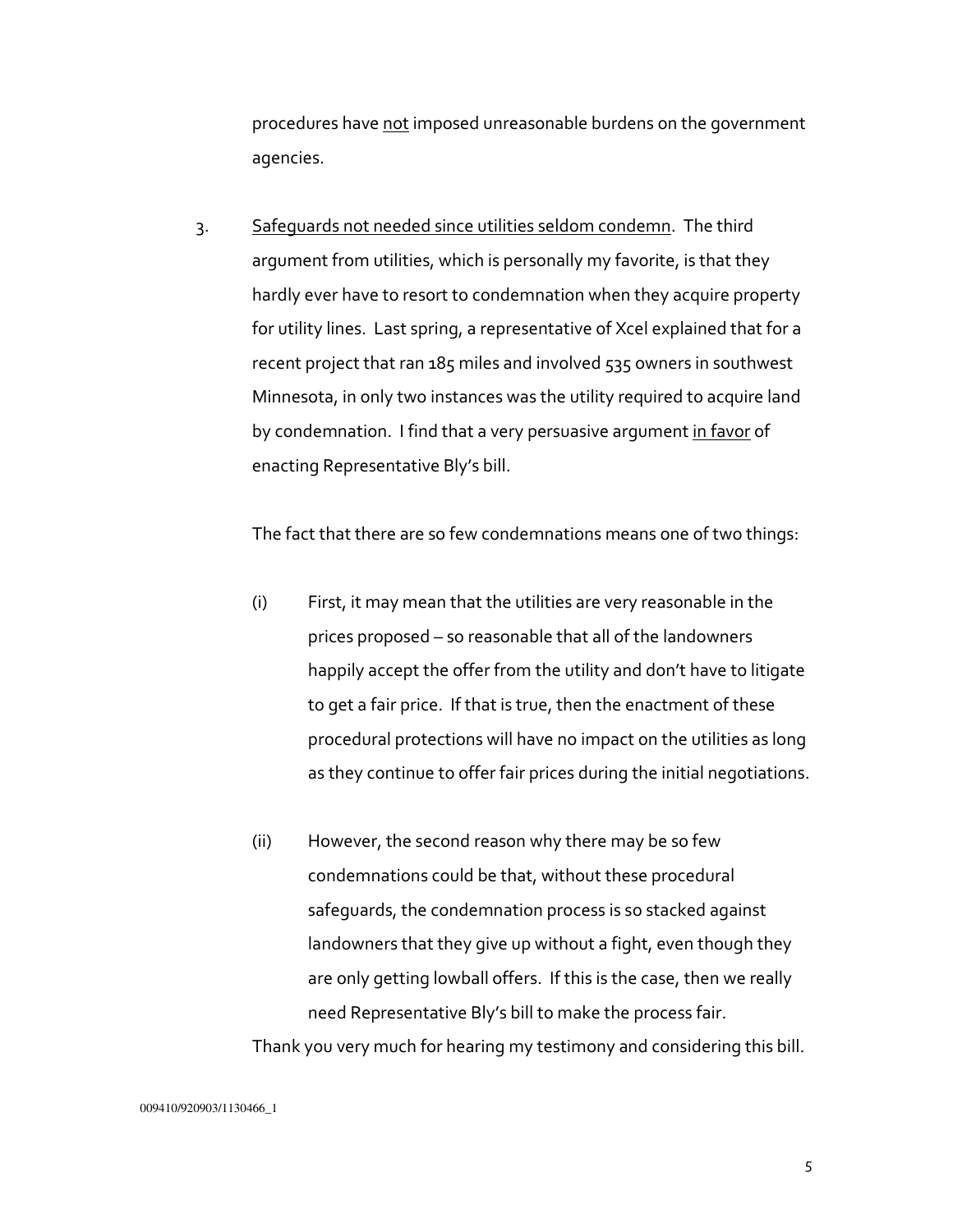procedures have <u>not</u> imposed unreasonable burdens on the government agencies.

3. <u>Safeguards not needed since utilities seldom condemn</u>. The third argument from utilities, which is personally my favorite, is that they hardly ever have to resort to condemnation when they acquire property for utility lines. Last spring, a representative of Xcel explained that for a recent project that ran 185 miles and involved 535 owners in southwest Minnesota, in only two instances was the utility required to acquire land by condemnation. I find that a very persuasive argument <u>in favor</u> of enacting Representative Bly's bill.

   The fact that there are so few condemnations means one of two things:

   (i) First, it may mean that the utilities are very reasonable in the prices proposed – so reasonable that all of the landowners happily accept the offer from the utility and don't have to litigate to get a fair price. If that is true, then the enactment of these procedural protections will have no impact on the utilities as long as they continue to offer fair prices during the initial negotiations.

   (ii) However, the second reason why there may be so few condemnations could be that, without these procedural safeguards, the condemnation process is so stacked against landowners that they give up without a fight, even though they are only getting lowball offers. If this is the case, then we really need Representative Bly's bill to make the process fair.

Thank you very much for hearing my testimony and considering this bill.

009410/920903/1130466_1